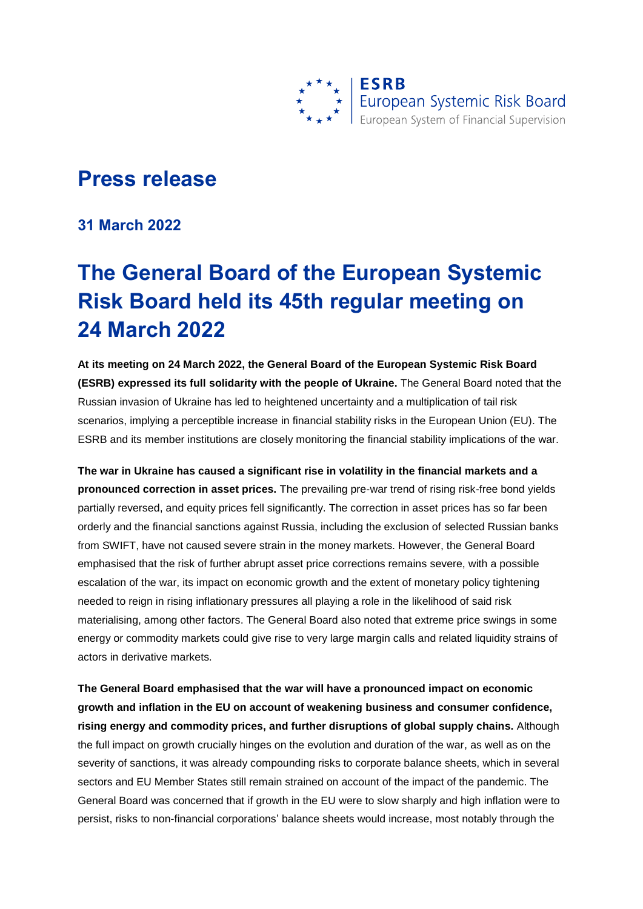ESRB
European Systemic Risk Board
European System of Financial Supervision

# Press release

## 31 March 2022

# The General Board of the European Systemic Risk Board held its 45th regular meeting on 24 March 2022

**At its meeting on 24 March 2022, the General Board of the European Systemic Risk Board (ESRB) expressed its full solidarity with the people of Ukraine.** The General Board noted that the Russian invasion of Ukraine has led to heightened uncertainty and a multiplication of tail risk scenarios, implying a perceptible increase in financial stability risks in the European Union (EU). The ESRB and its member institutions are closely monitoring the financial stability implications of the war.

**The war in Ukraine has caused a significant rise in volatility in the financial markets and a pronounced correction in asset prices.** The prevailing pre-war trend of rising risk-free bond yields partially reversed, and equity prices fell significantly. The correction in asset prices has so far been orderly and the financial sanctions against Russia, including the exclusion of selected Russian banks from SWIFT, have not caused severe strain in the money markets. However, the General Board emphasised that the risk of further abrupt asset price corrections remains severe, with a possible escalation of the war, its impact on economic growth and the extent of monetary policy tightening needed to reign in rising inflationary pressures all playing a role in the likelihood of said risk materialising, among other factors. The General Board also noted that extreme price swings in some energy or commodity markets could give rise to very large margin calls and related liquidity strains of actors in derivative markets.

**The General Board emphasised that the war will have a pronounced impact on economic growth and inflation in the EU on account of weakening business and consumer confidence, rising energy and commodity prices, and further disruptions of global supply chains.** Although the full impact on growth crucially hinges on the evolution and duration of the war, as well as on the severity of sanctions, it was already compounding risks to corporate balance sheets, which in several sectors and EU Member States still remain strained on account of the impact of the pandemic. The General Board was concerned that if growth in the EU were to slow sharply and high inflation were to persist, risks to non-financial corporations' balance sheets would increase, most notably through the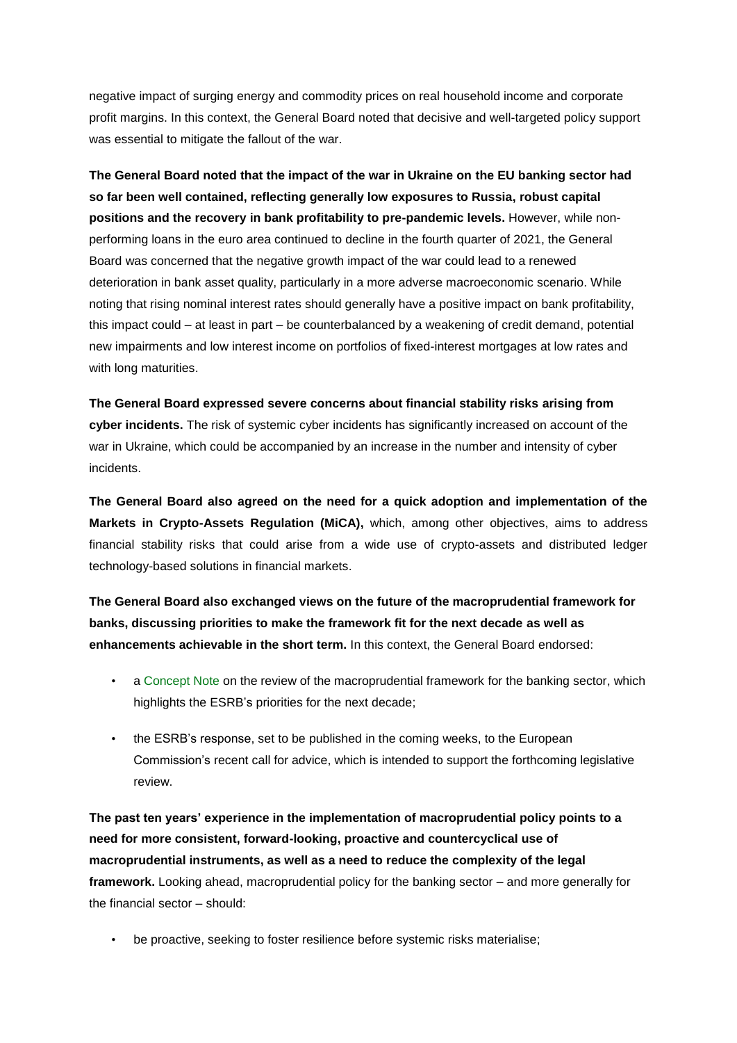negative impact of surging energy and commodity prices on real household income and corporate profit margins. In this context, the General Board noted that decisive and well-targeted policy support was essential to mitigate the fallout of the war.

**The General Board noted that the impact of the war in Ukraine on the EU banking sector had so far been well contained, reflecting generally low exposures to Russia, robust capital positions and the recovery in bank profitability to pre-pandemic levels.** However, while non-performing loans in the euro area continued to decline in the fourth quarter of 2021, the General Board was concerned that the negative growth impact of the war could lead to a renewed deterioration in bank asset quality, particularly in a more adverse macroeconomic scenario. While noting that rising nominal interest rates should generally have a positive impact on bank profitability, this impact could – at least in part – be counterbalanced by a weakening of credit demand, potential new impairments and low interest income on portfolios of fixed-interest mortgages at low rates and with long maturities.

**The General Board expressed severe concerns about financial stability risks arising from cyber incidents.** The risk of systemic cyber incidents has significantly increased on account of the war in Ukraine, which could be accompanied by an increase in the number and intensity of cyber incidents.

**The General Board also agreed on the need for a quick adoption and implementation of the Markets in Crypto-Assets Regulation (MiCA),** which, among other objectives, aims to address financial stability risks that could arise from a wide use of crypto-assets and distributed ledger technology-based solutions in financial markets.

**The General Board also exchanged views on the future of the macroprudential framework for banks, discussing priorities to make the framework fit for the next decade as well as enhancements achievable in the short term.** In this context, the General Board endorsed:

- a Concept Note on the review of the macroprudential framework for the banking sector, which highlights the ESRB's priorities for the next decade;
- the ESRB's response, set to be published in the coming weeks, to the European Commission's recent call for advice, which is intended to support the forthcoming legislative review.

**The past ten years' experience in the implementation of macroprudential policy points to a need for more consistent, forward-looking, proactive and countercyclical use of macroprudential instruments, as well as a need to reduce the complexity of the legal framework.** Looking ahead, macroprudential policy for the banking sector – and more generally for the financial sector – should:

- be proactive, seeking to foster resilience before systemic risks materialise;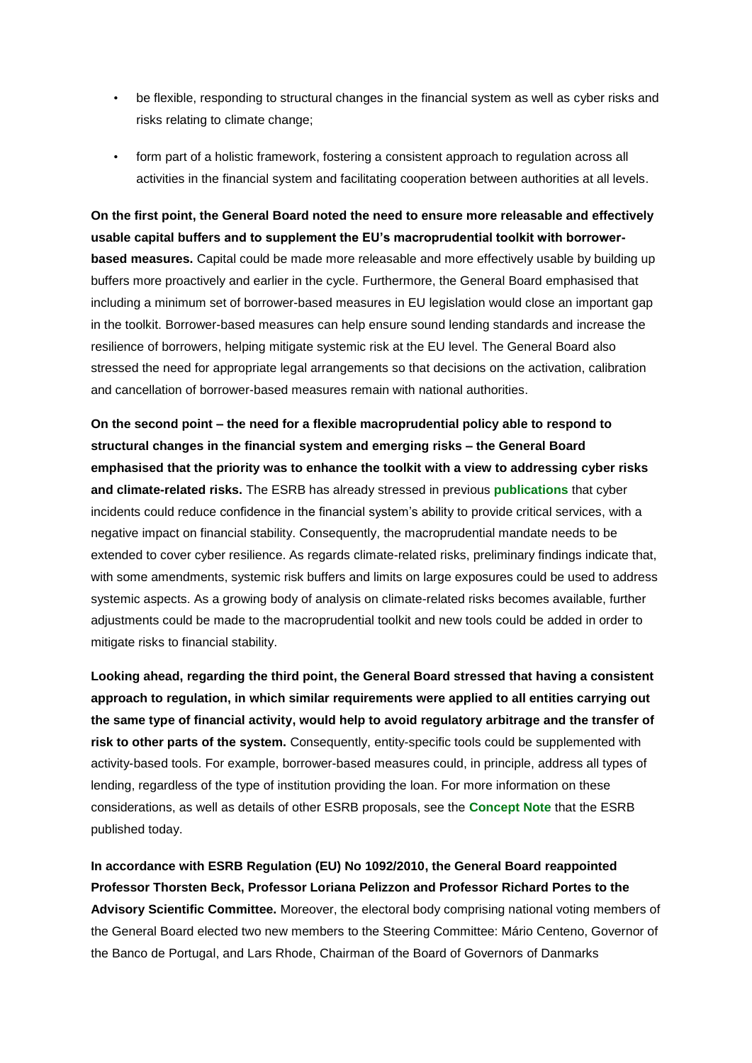- be flexible, responding to structural changes in the financial system as well as cyber risks and risks relating to climate change;
- form part of a holistic framework, fostering a consistent approach to regulation across all activities in the financial system and facilitating cooperation between authorities at all levels.

**On the first point, the General Board noted the need to ensure more releasable and effectively usable capital buffers and to supplement the EU's macroprudential toolkit with borrower-based measures.** Capital could be made more releasable and more effectively usable by building up buffers more proactively and earlier in the cycle. Furthermore, the General Board emphasised that including a minimum set of borrower-based measures in EU legislation would close an important gap in the toolkit. Borrower-based measures can help ensure sound lending standards and increase the resilience of borrowers, helping mitigate systemic risk at the EU level. The General Board also stressed the need for appropriate legal arrangements so that decisions on the activation, calibration and cancellation of borrower-based measures remain with national authorities.

**On the second point – the need for a flexible macroprudential policy able to respond to structural changes in the financial system and emerging risks – the General Board emphasised that the priority was to enhance the toolkit with a view to addressing cyber risks and climate-related risks.** The ESRB has already stressed in previous **publications** that cyber incidents could reduce confidence in the financial system's ability to provide critical services, with a negative impact on financial stability. Consequently, the macroprudential mandate needs to be extended to cover cyber resilience. As regards climate-related risks, preliminary findings indicate that, with some amendments, systemic risk buffers and limits on large exposures could be used to address systemic aspects. As a growing body of analysis on climate-related risks becomes available, further adjustments could be made to the macroprudential toolkit and new tools could be added in order to mitigate risks to financial stability.

**Looking ahead, regarding the third point, the General Board stressed that having a consistent approach to regulation, in which similar requirements were applied to all entities carrying out the same type of financial activity, would help to avoid regulatory arbitrage and the transfer of risk to other parts of the system.** Consequently, entity-specific tools could be supplemented with activity-based tools. For example, borrower-based measures could, in principle, address all types of lending, regardless of the type of institution providing the loan. For more information on these considerations, as well as details of other ESRB proposals, see the **Concept Note** that the ESRB published today.

**In accordance with ESRB Regulation (EU) No 1092/2010, the General Board reappointed Professor Thorsten Beck, Professor Loriana Pelizzon and Professor Richard Portes to the Advisory Scientific Committee.** Moreover, the electoral body comprising national voting members of the General Board elected two new members to the Steering Committee: Mário Centeno, Governor of the Banco de Portugal, and Lars Rhode, Chairman of the Board of Governors of Danmarks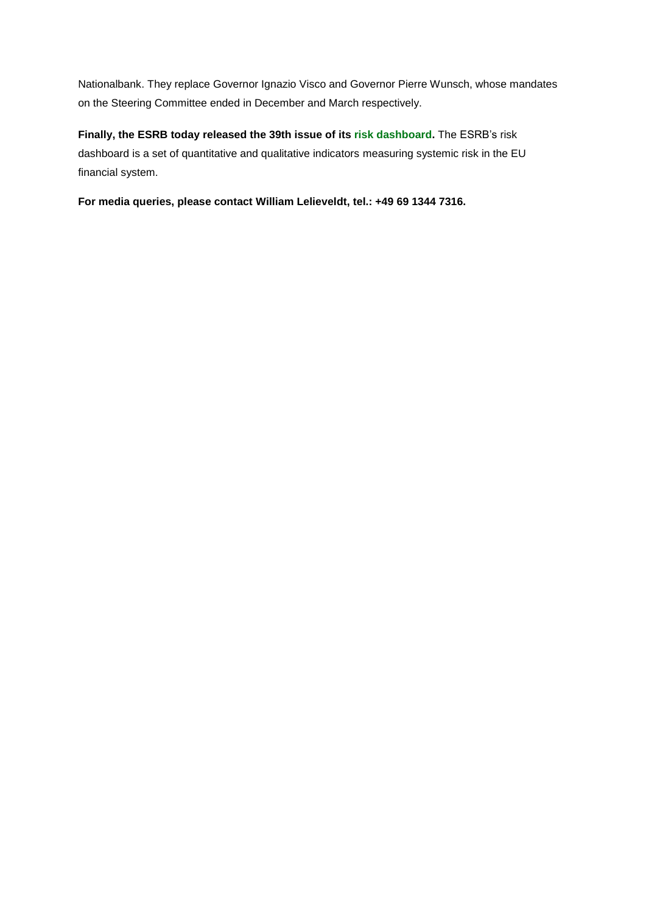Nationalbank. They replace Governor Ignazio Visco and Governor Pierre Wunsch, whose mandates on the Steering Committee ended in December and March respectively.

**Finally, the ESRB today released the 39th issue of its risk dashboard.** The ESRB's risk dashboard is a set of quantitative and qualitative indicators measuring systemic risk in the EU financial system.

**For media queries, please contact William Lelieveldt, tel.: +49 69 1344 7316.**